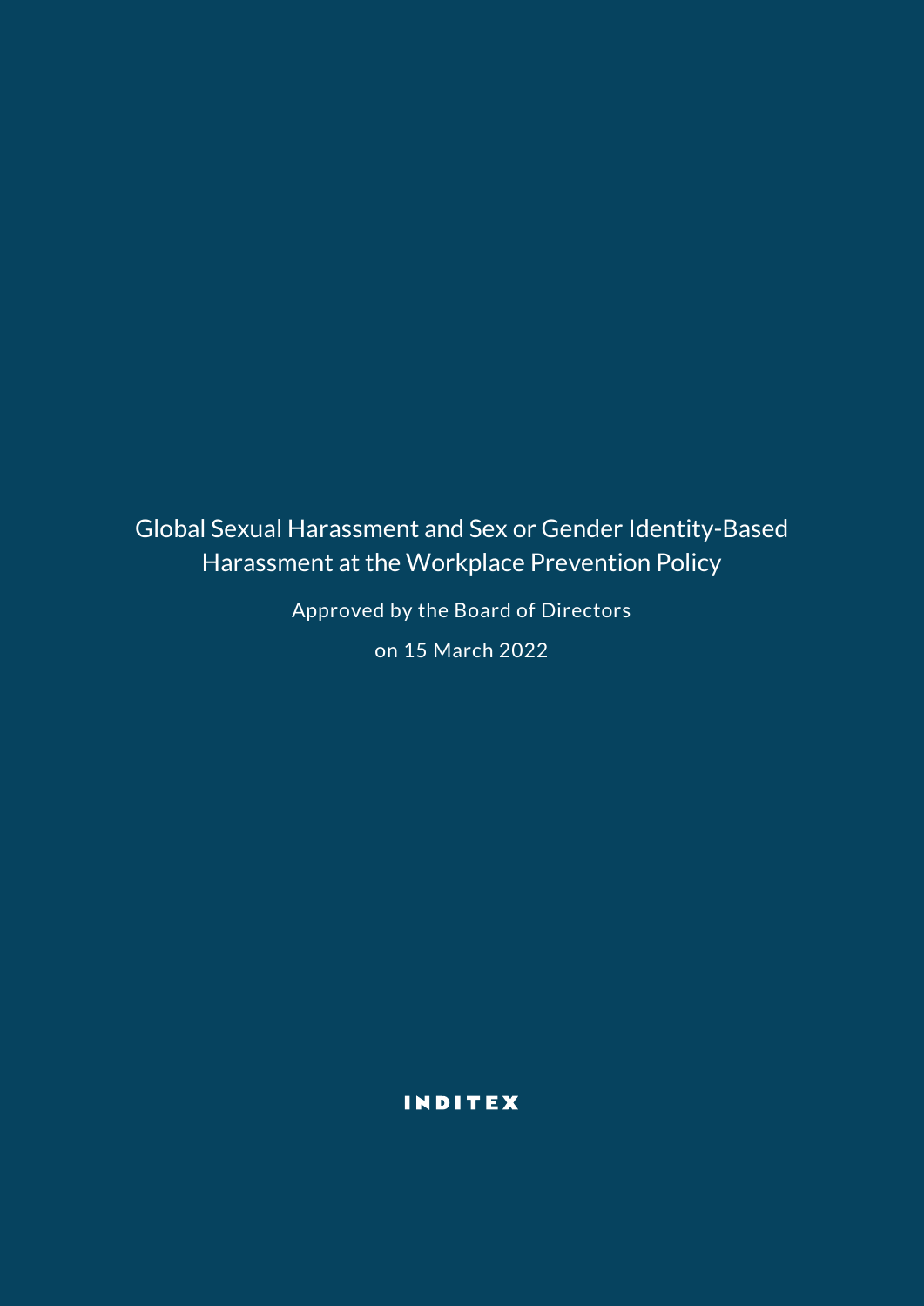# Global Sexual Harassment and Sex or Gender Identity-Based Harassment at the Workplace Prevention Policy

Approved by the Board of Directors

on 15 March 2022

INDITEX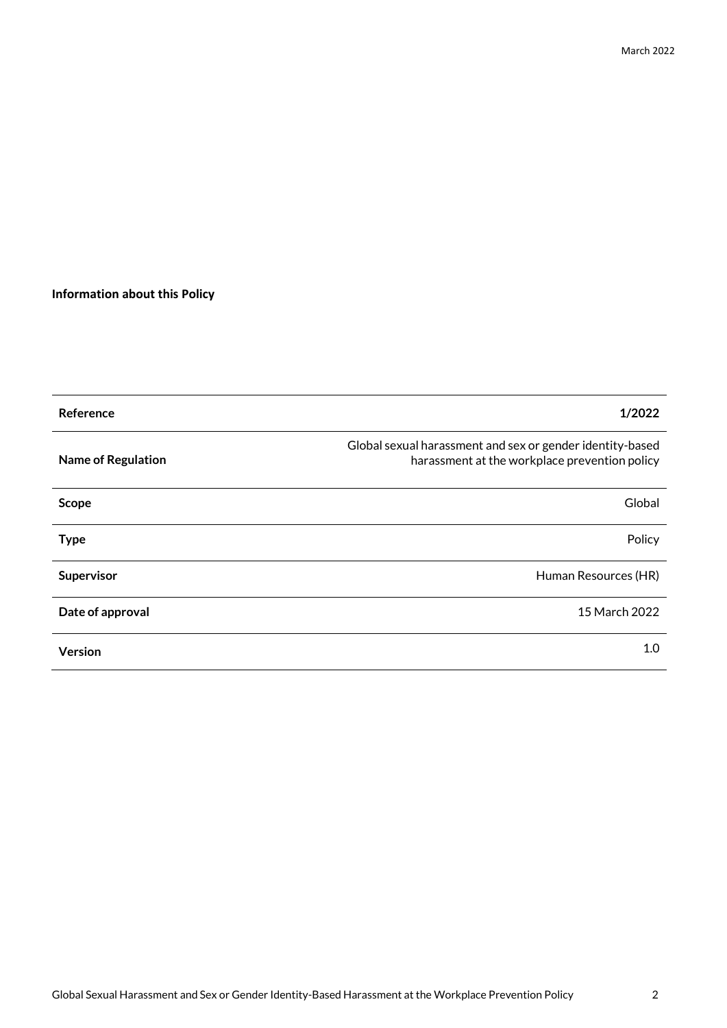**Information about this Policy**

| Reference | **1/2022** |
| --- | --- |
| **Name of Regulation** | Global sexual harassment and sex or gender identity-based harassment at the workplace prevention policy |
| **Scope** | Global |
| **Type** | Policy |
| **Supervisor** | Human Resources (HR) |
| **Date of approval** | 15 March 2022 |
| **Version** | 1.0 |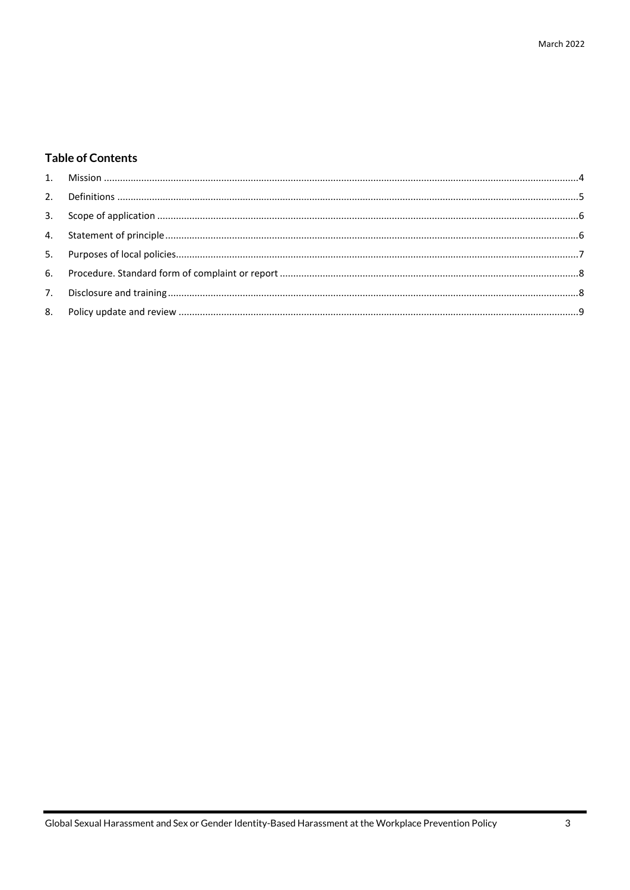## Table of Contents

1. Mission ....................................................................................................................................................................4
2. Definitions ..............................................................................................................................................................5
3. Scope of application ..............................................................................................................................................6
4. Statement of principle ............................................................................................................................................6
5. Purposes of local policies........................................................................................................................................7
6. Procedure. Standard form of complaint or report ..................................................................................................8
7. Disclosure and training ...........................................................................................................................................8
8. Policy update and review ........................................................................................................................................9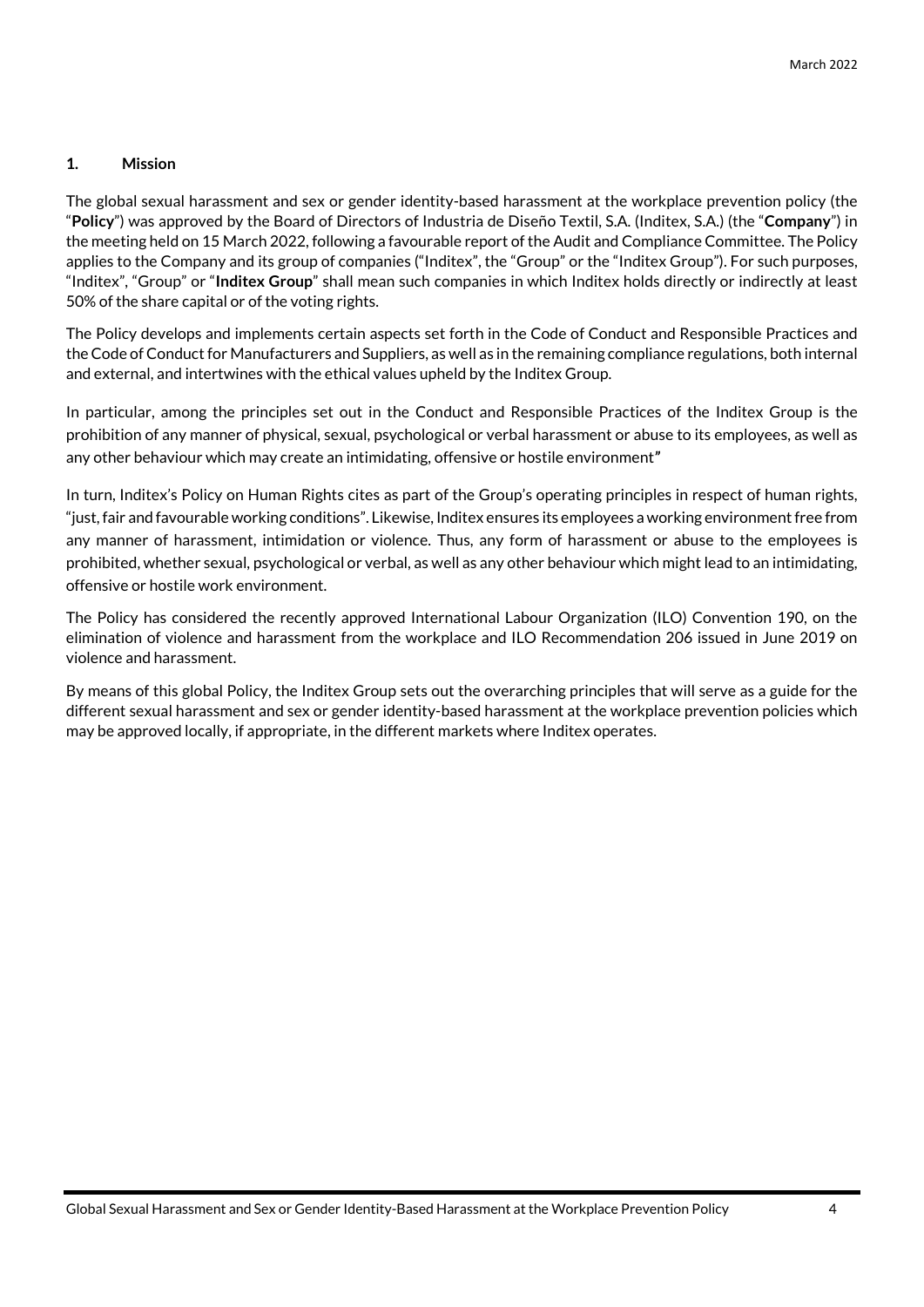## 1. Mission

The global sexual harassment and sex or gender identity-based harassment at the workplace prevention policy (the "**Policy**") was approved by the Board of Directors of Industria de Diseño Textil, S.A. (Inditex, S.A.) (the "**Company**") in the meeting held on 15 March 2022, following a favourable report of the Audit and Compliance Committee. The Policy applies to the Company and its group of companies ("Inditex", the "Group" or the "Inditex Group"). For such purposes, "Inditex", "Group" or "**Inditex Group**" shall mean such companies in which Inditex holds directly or indirectly at least 50% of the share capital or of the voting rights.

The Policy develops and implements certain aspects set forth in the Code of Conduct and Responsible Practices and the Code of Conduct for Manufacturers and Suppliers, as well as in the remaining compliance regulations, both internal and external, and intertwines with the ethical values upheld by the Inditex Group.

In particular, among the principles set out in the Conduct and Responsible Practices of the Inditex Group is the prohibition of any manner of physical, sexual, psychological or verbal harassment or abuse to its employees, as well as any other behaviour which may create an intimidating, offensive or hostile environment"

In turn, Inditex's Policy on Human Rights cites as part of the Group's operating principles in respect of human rights, "just, fair and favourable working conditions". Likewise, Inditex ensures its employees a working environment free from any manner of harassment, intimidation or violence. Thus, any form of harassment or abuse to the employees is prohibited, whether sexual, psychological or verbal, as well as any other behaviour which might lead to an intimidating, offensive or hostile work environment.

The Policy has considered the recently approved International Labour Organization (ILO) Convention 190, on the elimination of violence and harassment from the workplace and ILO Recommendation 206 issued in June 2019 on violence and harassment.

By means of this global Policy, the Inditex Group sets out the overarching principles that will serve as a guide for the different sexual harassment and sex or gender identity-based harassment at the workplace prevention policies which may be approved locally, if appropriate, in the different markets where Inditex operates.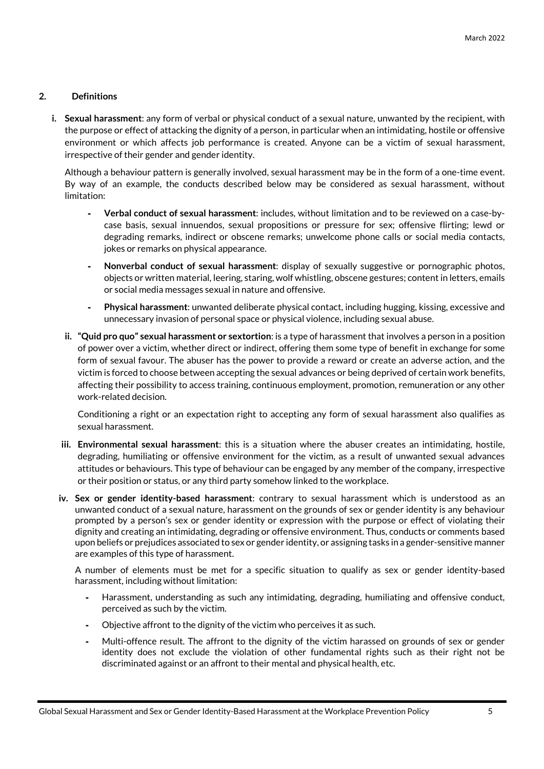## 2. Definitions

i. **Sexual harassment**: any form of verbal or physical conduct of a sexual nature, unwanted by the recipient, with the purpose or effect of attacking the dignity of a person, in particular when an intimidating, hostile or offensive environment or which affects job performance is created. Anyone can be a victim of sexual harassment, irrespective of their gender and gender identity.

   Although a behaviour pattern is generally involved, sexual harassment may be in the form of a one-time event. By way of an example, the conducts described below may be considered as sexual harassment, without limitation:

   - **Verbal conduct of sexual harassment**: includes, without limitation and to be reviewed on a case-by-case basis, sexual innuendos, sexual propositions or pressure for sex; offensive flirting; lewd or degrading remarks, indirect or obscene remarks; unwelcome phone calls or social media contacts, jokes or remarks on physical appearance.
   - **Nonverbal conduct of sexual harassment**: display of sexually suggestive or pornographic photos, objects or written material, leering, staring, wolf whistling, obscene gestures; content in letters, emails or social media messages sexual in nature and offensive.
   - **Physical harassment**: unwanted deliberate physical contact, including hugging, kissing, excessive and unnecessary invasion of personal space or physical violence, including sexual abuse.

ii. **"Quid pro quo" sexual harassment or sextortion**: is a type of harassment that involves a person in a position of power over a victim, whether direct or indirect, offering them some type of benefit in exchange for some form of sexual favour. The abuser has the power to provide a reward or create an adverse action, and the victim is forced to choose between accepting the sexual advances or being deprived of certain work benefits, affecting their possibility to access training, continuous employment, promotion, remuneration or any other work-related decision.

   Conditioning a right or an expectation right to accepting any form of sexual harassment also qualifies as sexual harassment.

iii. **Environmental sexual harassment**: this is a situation where the abuser creates an intimidating, hostile, degrading, humiliating or offensive environment for the victim, as a result of unwanted sexual advances attitudes or behaviours. This type of behaviour can be engaged by any member of the company, irrespective or their position or status, or any third party somehow linked to the workplace.

iv. **Sex or gender identity-based harassment**: contrary to sexual harassment which is understood as an unwanted conduct of a sexual nature, harassment on the grounds of sex or gender identity is any behaviour prompted by a person's sex or gender identity or expression with the purpose or effect of violating their dignity and creating an intimidating, degrading or offensive environment. Thus, conducts or comments based upon beliefs or prejudices associated to sex or gender identity, or assigning tasks in a gender-sensitive manner are examples of this type of harassment.

   A number of elements must be met for a specific situation to qualify as sex or gender identity-based harassment, including without limitation:

   - Harassment, understanding as such any intimidating, degrading, humiliating and offensive conduct, perceived as such by the victim.
   - Objective affront to the dignity of the victim who perceives it as such.
   - Multi-offence result. The affront to the dignity of the victim harassed on grounds of sex or gender identity does not exclude the violation of other fundamental rights such as their right not be discriminated against or an affront to their mental and physical health, etc.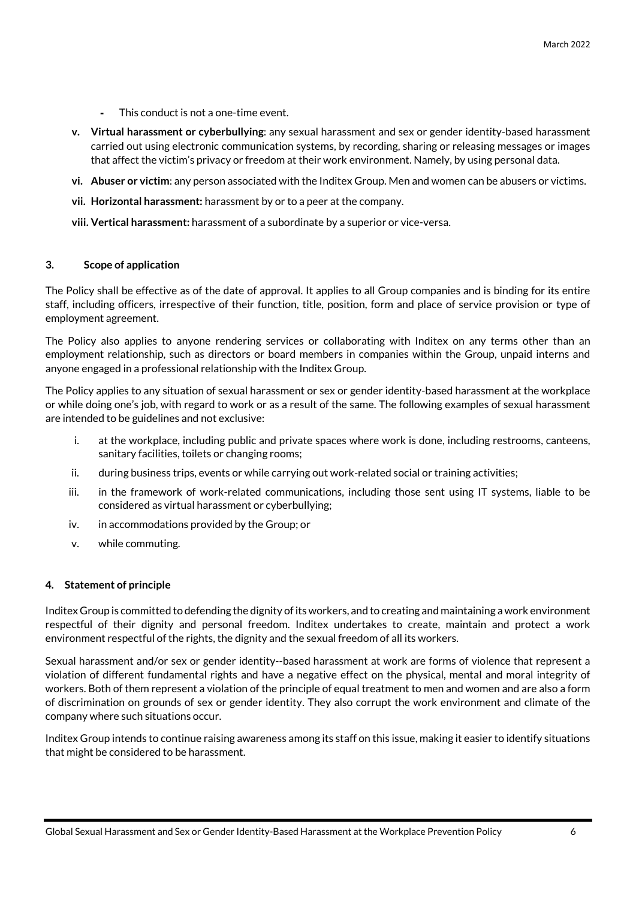- This conduct is not a one-time event.

**v. Virtual harassment or cyberbullying**: any sexual harassment and sex or gender identity-based harassment carried out using electronic communication systems, by recording, sharing or releasing messages or images that affect the victim's privacy or freedom at their work environment. Namely, by using personal data.

**vi. Abuser or victim**: any person associated with the Inditex Group. Men and women can be abusers or victims.

**vii. Horizontal harassment:** harassment by or to a peer at the company.

**viii. Vertical harassment:** harassment of a subordinate by a superior or vice-versa.

## 3. Scope of application

The Policy shall be effective as of the date of approval. It applies to all Group companies and is binding for its entire staff, including officers, irrespective of their function, title, position, form and place of service provision or type of employment agreement.

The Policy also applies to anyone rendering services or collaborating with Inditex on any terms other than an employment relationship, such as directors or board members in companies within the Group, unpaid interns and anyone engaged in a professional relationship with the Inditex Group.

The Policy applies to any situation of sexual harassment or sex or gender identity-based harassment at the workplace or while doing one's job, with regard to work or as a result of the same. The following examples of sexual harassment are intended to be guidelines and not exclusive:

i. at the workplace, including public and private spaces where work is done, including restrooms, canteens, sanitary facilities, toilets or changing rooms;

ii. during business trips, events or while carrying out work-related social or training activities;

iii. in the framework of work-related communications, including those sent using IT systems, liable to be considered as virtual harassment or cyberbullying;

iv. in accommodations provided by the Group; or

v. while commuting.

## 4. Statement of principle

Inditex Group is committed to defending the dignity of its workers, and to creating and maintaining a work environment respectful of their dignity and personal freedom. Inditex undertakes to create, maintain and protect a work environment respectful of the rights, the dignity and the sexual freedom of all its workers.

Sexual harassment and/or sex or gender identity--based harassment at work are forms of violence that represent a violation of different fundamental rights and have a negative effect on the physical, mental and moral integrity of workers. Both of them represent a violation of the principle of equal treatment to men and women and are also a form of discrimination on grounds of sex or gender identity. They also corrupt the work environment and climate of the company where such situations occur.

Inditex Group intends to continue raising awareness among its staff on this issue, making it easier to identify situations that might be considered to be harassment.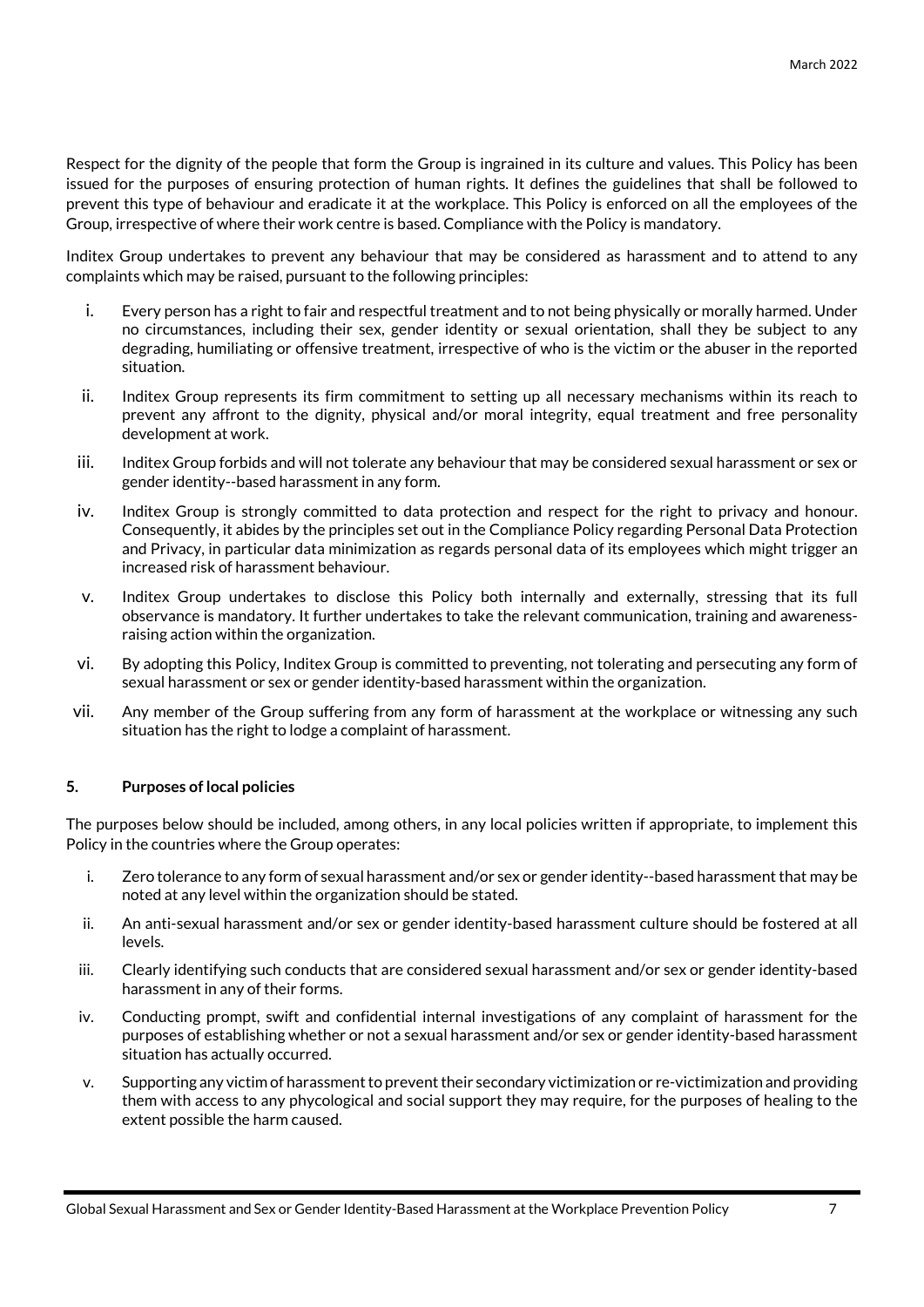Respect for the dignity of the people that form the Group is ingrained in its culture and values. This Policy has been issued for the purposes of ensuring protection of human rights. It defines the guidelines that shall be followed to prevent this type of behaviour and eradicate it at the workplace. This Policy is enforced on all the employees of the Group, irrespective of where their work centre is based. Compliance with the Policy is mandatory.

Inditex Group undertakes to prevent any behaviour that may be considered as harassment and to attend to any complaints which may be raised, pursuant to the following principles:

i. Every person has a right to fair and respectful treatment and to not being physically or morally harmed. Under no circumstances, including their sex, gender identity or sexual orientation, shall they be subject to any degrading, humiliating or offensive treatment, irrespective of who is the victim or the abuser in the reported situation.

ii. Inditex Group represents its firm commitment to setting up all necessary mechanisms within its reach to prevent any affront to the dignity, physical and/or moral integrity, equal treatment and free personality development at work.

iii. Inditex Group forbids and will not tolerate any behaviour that may be considered sexual harassment or sex or gender identity--based harassment in any form.

iv. Inditex Group is strongly committed to data protection and respect for the right to privacy and honour. Consequently, it abides by the principles set out in the Compliance Policy regarding Personal Data Protection and Privacy, in particular data minimization as regards personal data of its employees which might trigger an increased risk of harassment behaviour.

v. Inditex Group undertakes to disclose this Policy both internally and externally, stressing that its full observance is mandatory. It further undertakes to take the relevant communication, training and awareness-raising action within the organization.

vi. By adopting this Policy, Inditex Group is committed to preventing, not tolerating and persecuting any form of sexual harassment or sex or gender identity-based harassment within the organization.

vii. Any member of the Group suffering from any form of harassment at the workplace or witnessing any such situation has the right to lodge a complaint of harassment.

## 5. Purposes of local policies

The purposes below should be included, among others, in any local policies written if appropriate, to implement this Policy in the countries where the Group operates:

i. Zero tolerance to any form of sexual harassment and/or sex or gender identity--based harassment that may be noted at any level within the organization should be stated.

ii. An anti-sexual harassment and/or sex or gender identity-based harassment culture should be fostered at all levels.

iii. Clearly identifying such conducts that are considered sexual harassment and/or sex or gender identity-based harassment in any of their forms.

iv. Conducting prompt, swift and confidential internal investigations of any complaint of harassment for the purposes of establishing whether or not a sexual harassment and/or sex or gender identity-based harassment situation has actually occurred.

v. Supporting any victim of harassment to prevent their secondary victimization or re-victimization and providing them with access to any phycological and social support they may require, for the purposes of healing to the extent possible the harm caused.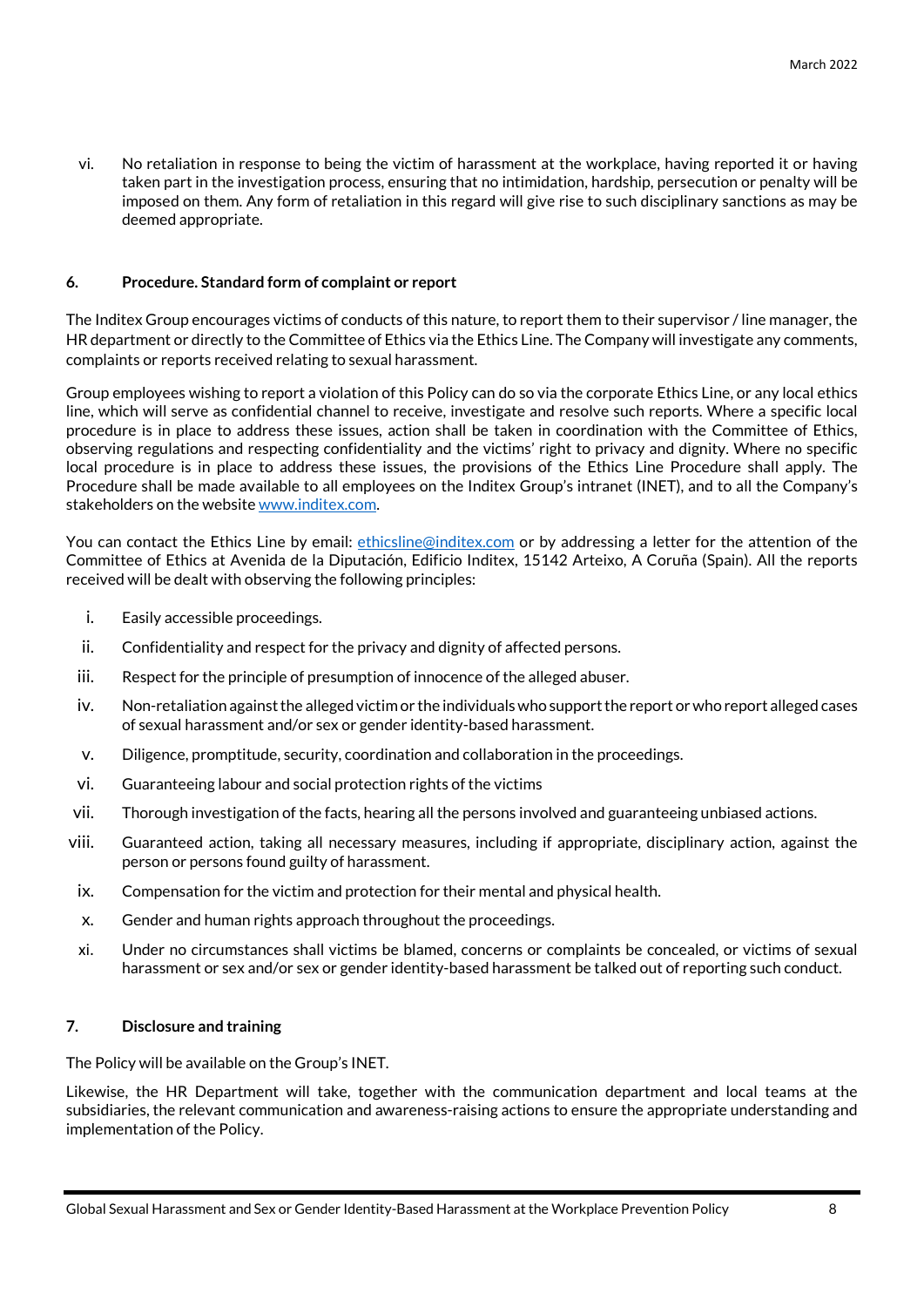vi. No retaliation in response to being the victim of harassment at the workplace, having reported it or having taken part in the investigation process, ensuring that no intimidation, hardship, persecution or penalty will be imposed on them. Any form of retaliation in this regard will give rise to such disciplinary sanctions as may be deemed appropriate.

## 6. Procedure. Standard form of complaint or report

The Inditex Group encourages victims of conducts of this nature, to report them to their supervisor / line manager, the HR department or directly to the Committee of Ethics via the Ethics Line. The Company will investigate any comments, complaints or reports received relating to sexual harassment.

Group employees wishing to report a violation of this Policy can do so via the corporate Ethics Line, or any local ethics line, which will serve as confidential channel to receive, investigate and resolve such reports. Where a specific local procedure is in place to address these issues, action shall be taken in coordination with the Committee of Ethics, observing regulations and respecting confidentiality and the victims' right to privacy and dignity. Where no specific local procedure is in place to address these issues, the provisions of the Ethics Line Procedure shall apply. The Procedure shall be made available to all employees on the Inditex Group's intranet (INET), and to all the Company's stakeholders on the website www.inditex.com.

You can contact the Ethics Line by email: ethicsline@inditex.com or by addressing a letter for the attention of the Committee of Ethics at Avenida de la Diputación, Edificio Inditex, 15142 Arteixo, A Coruña (Spain). All the reports received will be dealt with observing the following principles:

i. Easily accessible proceedings.

ii. Confidentiality and respect for the privacy and dignity of affected persons.

iii. Respect for the principle of presumption of innocence of the alleged abuser.

iv. Non-retaliation against the alleged victim or the individuals who support the report or who report alleged cases of sexual harassment and/or sex or gender identity-based harassment.

v. Diligence, promptitude, security, coordination and collaboration in the proceedings.

vi. Guaranteeing labour and social protection rights of the victims

vii. Thorough investigation of the facts, hearing all the persons involved and guaranteeing unbiased actions.

viii. Guaranteed action, taking all necessary measures, including if appropriate, disciplinary action, against the person or persons found guilty of harassment.

ix. Compensation for the victim and protection for their mental and physical health.

x. Gender and human rights approach throughout the proceedings.

xi. Under no circumstances shall victims be blamed, concerns or complaints be concealed, or victims of sexual harassment or sex and/or sex or gender identity-based harassment be talked out of reporting such conduct.

## 7. Disclosure and training

The Policy will be available on the Group's INET.

Likewise, the HR Department will take, together with the communication department and local teams at the subsidiaries, the relevant communication and awareness-raising actions to ensure the appropriate understanding and implementation of the Policy.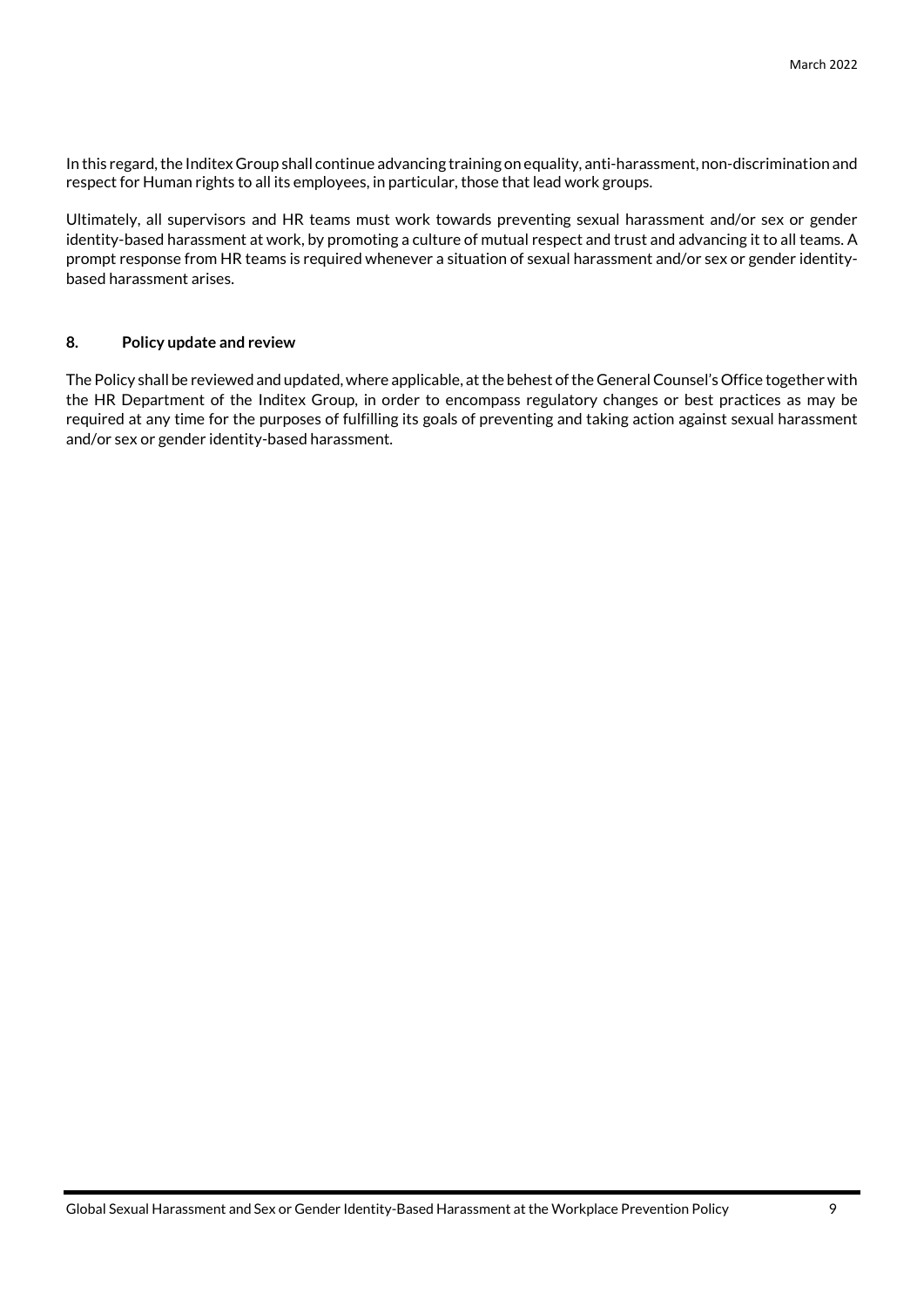In this regard, the Inditex Group shall continue advancing training on equality, anti-harassment, non-discrimination and respect for Human rights to all its employees, in particular, those that lead work groups.

Ultimately, all supervisors and HR teams must work towards preventing sexual harassment and/or sex or gender identity-based harassment at work, by promoting a culture of mutual respect and trust and advancing it to all teams. A prompt response from HR teams is required whenever a situation of sexual harassment and/or sex or gender identity-based harassment arises.

## 8. Policy update and review

The Policy shall be reviewed and updated, where applicable, at the behest of the General Counsel's Office together with the HR Department of the Inditex Group, in order to encompass regulatory changes or best practices as may be required at any time for the purposes of fulfilling its goals of preventing and taking action against sexual harassment and/or sex or gender identity-based harassment.